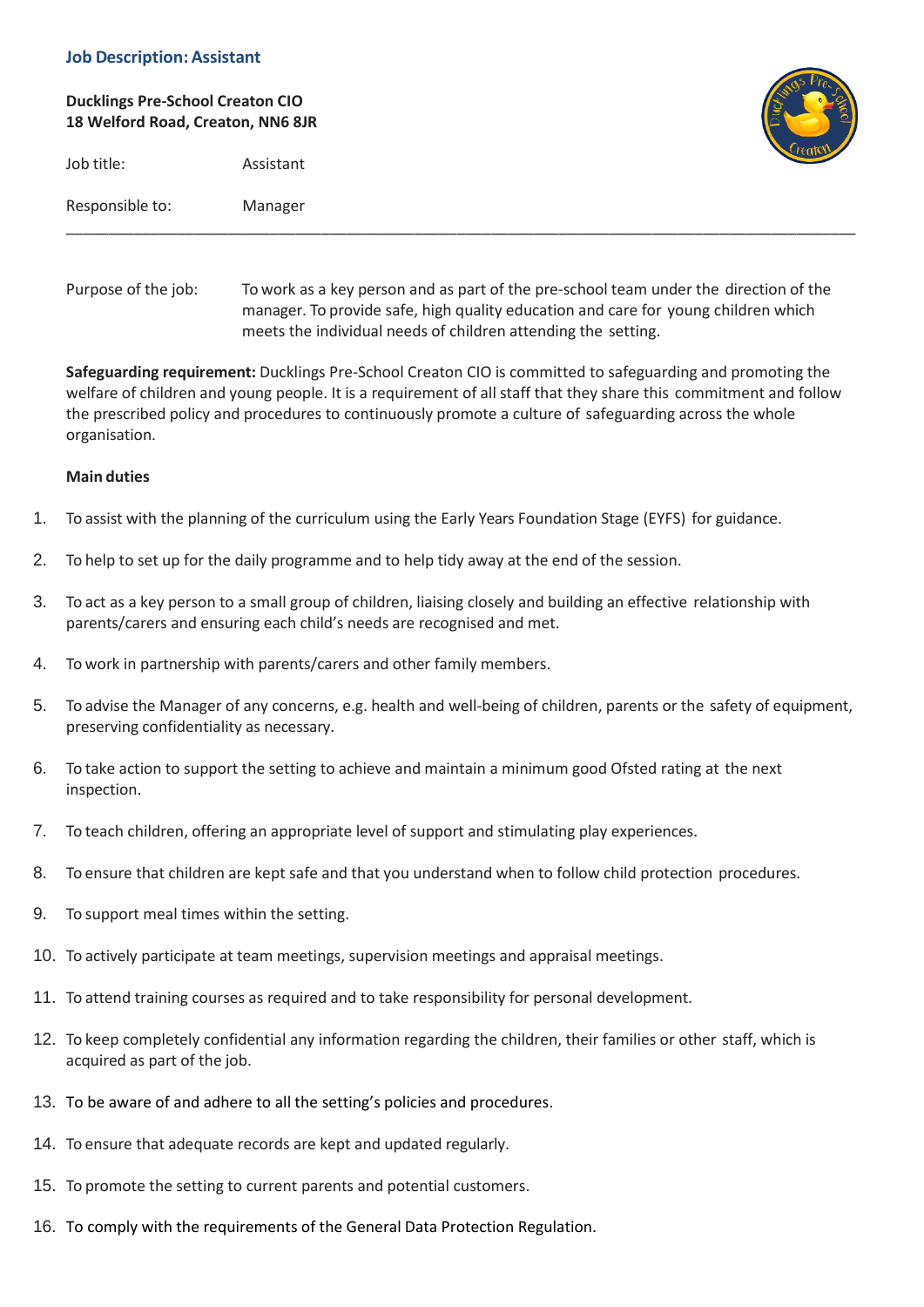## Job Description: Assistant

**Ducklings Pre-School Creaton CIO**
**18 Welford Road, Creaton, NN6 8JR**

| | |
|---|---|
| Job title: | Assistant |
| Responsible to: | Manager |

---

| | |
|---|---|
| Purpose of the job: | To work as a key person and as part of the pre-school team under the direction of the manager. To provide safe, high quality education and care for young children which meets the individual needs of children attending the setting. |

**Safeguarding requirement:** Ducklings Pre-School Creaton CIO is committed to safeguarding and promoting the welfare of children and young people. It is a requirement of all staff that they share this commitment and follow the prescribed policy and procedures to continuously promote a culture of safeguarding across the whole organisation.

**Main duties**

1. To assist with the planning of the curriculum using the Early Years Foundation Stage (EYFS) for guidance.
2. To help to set up for the daily programme and to help tidy away at the end of the session.
3. To act as a key person to a small group of children, liaising closely and building an effective relationship with parents/carers and ensuring each child's needs are recognised and met.
4. To work in partnership with parents/carers and other family members.
5. To advise the Manager of any concerns, e.g. health and well-being of children, parents or the safety of equipment, preserving confidentiality as necessary.
6. To take action to support the setting to achieve and maintain a minimum good Ofsted rating at the next inspection.
7. To teach children, offering an appropriate level of support and stimulating play experiences.
8. To ensure that children are kept safe and that you understand when to follow child protection procedures.
9. To support meal times within the setting.
10. To actively participate at team meetings, supervision meetings and appraisal meetings.
11. To attend training courses as required and to take responsibility for personal development.
12. To keep completely confidential any information regarding the children, their families or other staff, which is acquired as part of the job.
13. To be aware of and adhere to all the setting's policies and procedures.
14. To ensure that adequate records are kept and updated regularly.
15. To promote the setting to current parents and potential customers.
16. To comply with the requirements of the General Data Protection Regulation.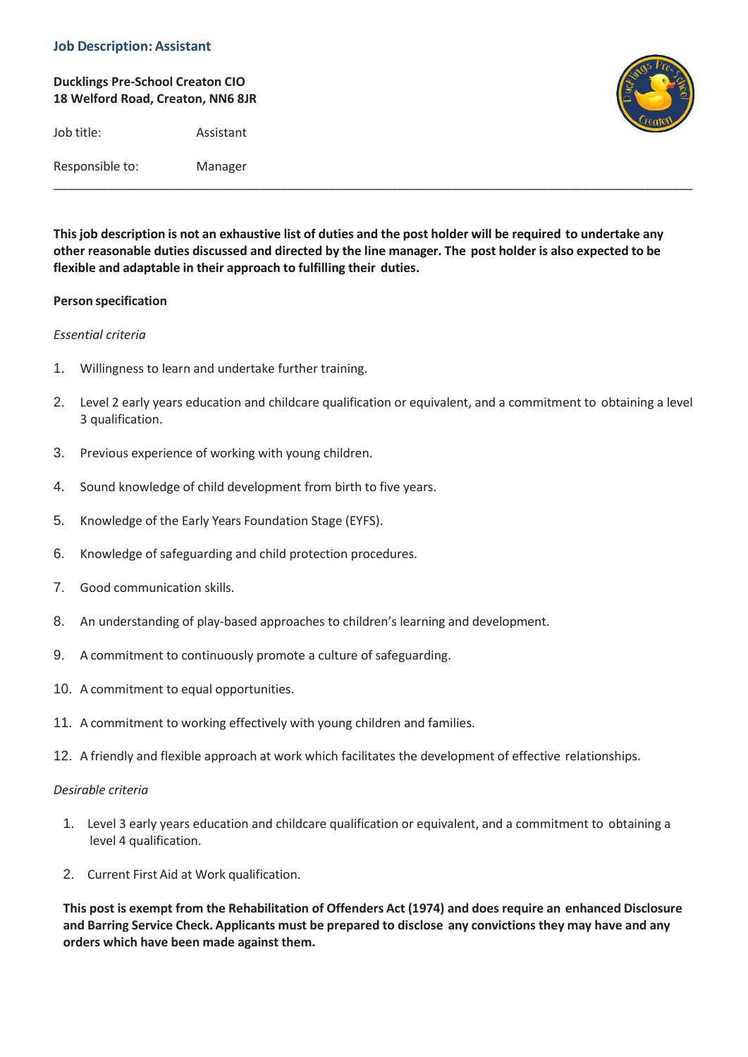## Job Description: Assistant

**Ducklings Pre-School Creaton CIO**
**18 Welford Road, Creaton, NN6 8JR**

| | |
|---|---|
| Job title: | Assistant |
| Responsible to: | Manager |

---

**This job description is not an exhaustive list of duties and the post holder will be required to undertake any other reasonable duties discussed and directed by the line manager. The post holder is also expected to be flexible and adaptable in their approach to fulfilling their duties.**

**Person specification**

*Essential criteria*

1. Willingness to learn and undertake further training.
2. Level 2 early years education and childcare qualification or equivalent, and a commitment to obtaining a level 3 qualification.
3. Previous experience of working with young children.
4. Sound knowledge of child development from birth to five years.
5. Knowledge of the Early Years Foundation Stage (EYFS).
6. Knowledge of safeguarding and child protection procedures.
7. Good communication skills.
8. An understanding of play-based approaches to children's learning and development.
9. A commitment to continuously promote a culture of safeguarding.
10. A commitment to equal opportunities.
11. A commitment to working effectively with young children and families.
12. A friendly and flexible approach at work which facilitates the development of effective relationships.

*Desirable criteria*

1. Level 3 early years education and childcare qualification or equivalent, and a commitment to obtaining a level 4 qualification.
2. Current First Aid at Work qualification.

**This post is exempt from the Rehabilitation of Offenders Act (1974) and does require an enhanced Disclosure and Barring Service Check. Applicants must be prepared to disclose any convictions they may have and any orders which have been made against them.**